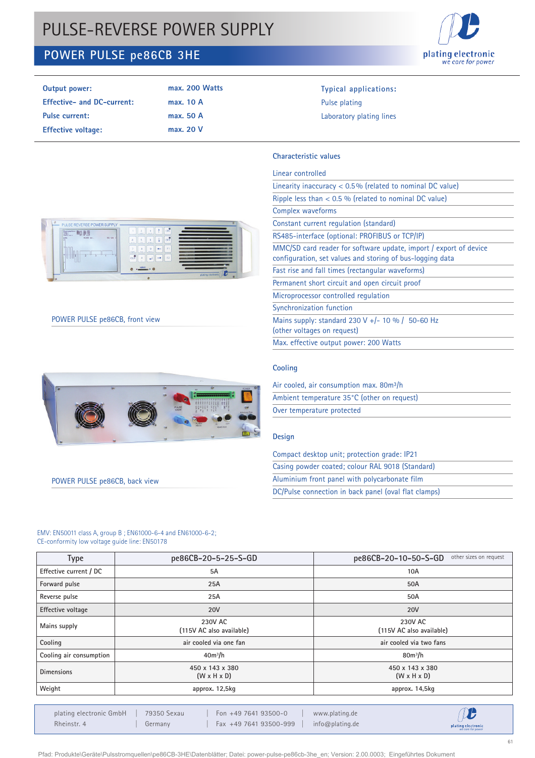# PULSE-REVERSE POWER SUPPLY

## POWER PULSE pe86CB 3HE

plating electronic
we care for power

| | |
|---|---|
| **Output power:** | **max. 200 Watts** |
| **Effective- and DC-current:** | **max. 10 A** |
| **Pulse current:** | **max. 50 A** |
| **Effective voltage:** | **max. 20 V** |

Typical applications:
- Pulse plating
- Laboratory plating lines

POWER PULSE pe86CB, front view

POWER PULSE pe86CB, back view

### Characteristic values

- Linear controlled
- Linearity inaccuracy < 0.5% (related to nominal DC value)
- Ripple less than < 0.5 % (related to nominal DC value)
- Complex waveforms
- Constant current regulation (standard)
- RS485-interface (optional: PROFIBUS or TCP/IP)
- MMC/SD card reader for software update, import / export of device configuration, set values and storing of bus-logging data
- Fast rise and fall times (rectangular waveforms)
- Permanent short circuit and open circuit proof
- Microprocessor controlled regulation
- Synchronization function
- Mains supply: standard 230 V +/- 10 % / 50-60 Hz (other voltages on request)
- Max. effective output power: 200 Watts

### Cooling

- Air cooled, air consumption max. 80m³/h
- Ambient temperature 35°C (other on request)
- Over temperature protected

### Design

- Compact desktop unit; protection grade: IP21
- Casing powder coated; colour RAL 9018 (Standard)
- Aluminium front panel with polycarbonate film
- DC/Pulse connection in back panel (oval flat clamps)

EMV: EN50011 class A, group B ; EN61000-6-4 and EN61000-6-2;
CE-conformity low voltage guide line: EN50178

| Type | pe86CB-20-5-25-S-GD | pe86CB-20-10-50-S-GD other sizes on request |
|---|---|---|
| Effective current / DC | 5A | 10A |
| Forward pulse | 25A | 50A |
| Reverse pulse | 25A | 50A |
| Effective voltage | 20V | 20V |
| Mains supply | 230V AC (115V AC also available) | 230V AC (115V AC also available) |
| Cooling | air cooled via one fan | air cooled via two fans |
| Cooling air consumption | 40m³/h | 80m³/h |
| Dimensions | 450 x 143 x 380 (W x H x D) | 450 x 143 x 380 (W x H x D) |
| Weight | approx. 12,5kg | approx. 14,5kg |

plating electronic GmbH | 79350 Sexau | Fon +49 7641 93500-0 | www.plating.de
Rheinstr. 4 | Germany | Fax +49 7641 93500-999 | info@plating.de

Pfad: Produkte\Geräte\Pulsstromquellen\pe86CB-3HE\Datenblätter; Datei: power-pulse-pe86cb-3he_en; Version: 2.00.0003; Eingeführtes Dokument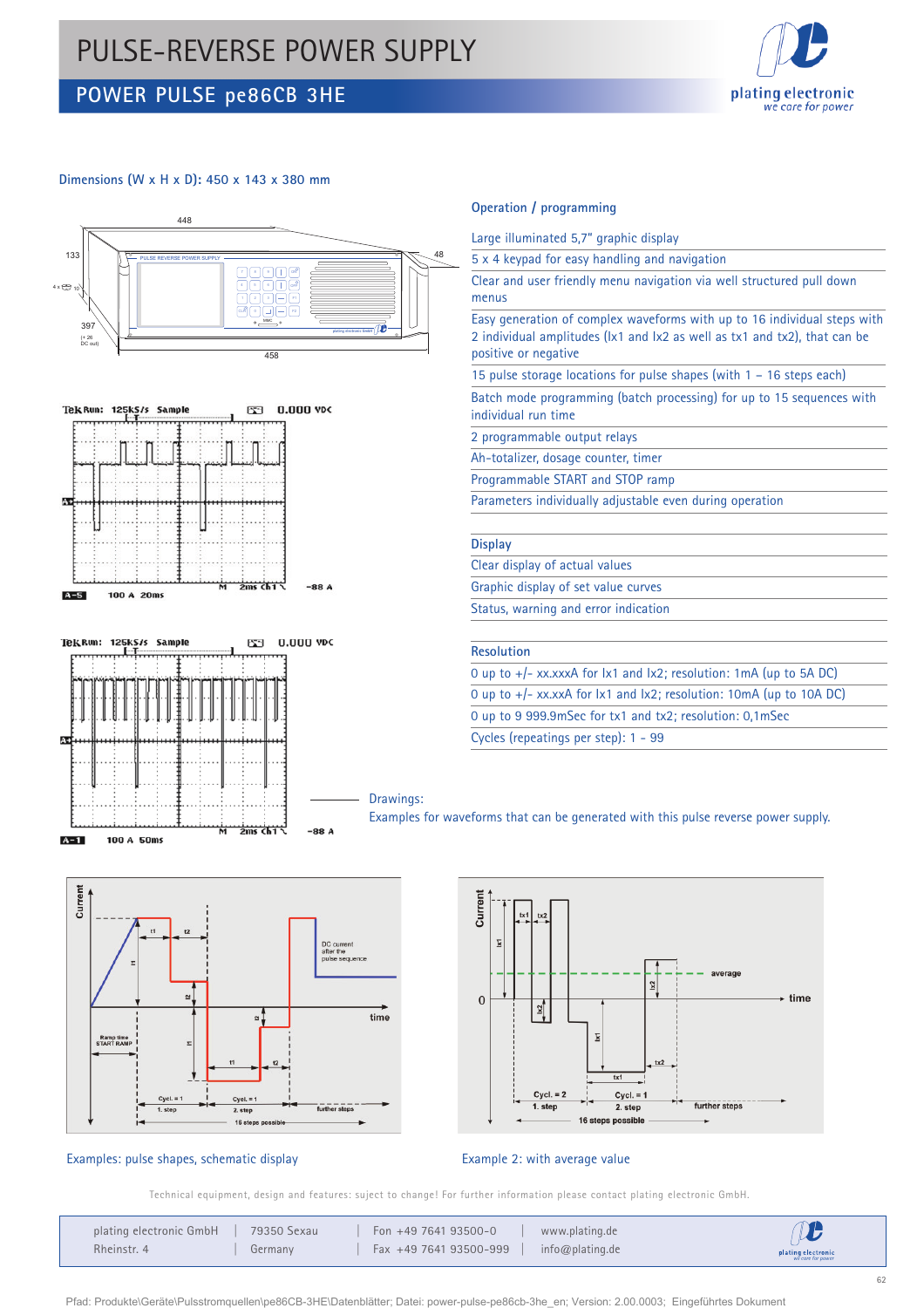# PULSE-REVERSE POWER SUPPLY

## POWER PULSE pe86CB 3HE

plating electronic
we care for power

Dimensions (W x H x D): 450 x 143 x 380 mm

448
133
48
4 x 10
397
(+ 26 DC out)
458

TekRun: 125kS/s Sample
0.000 VDC
A-5 100 A 20ms M 2ms Ch1 -88 A

TekRun: 125kS/s Sample
0.000 VDC
A-1 100 A 50ms M 2ms Ch1 -88 A

### Operation / programming

- Large illuminated 5,7" graphic display
- 5 x 4 keypad for easy handling and navigation
- Clear and user friendly menu navigation via well structured pull down menus
- Easy generation of complex waveforms with up to 16 individual steps with 2 individual amplitudes (Ix1 and Ix2 as well as tx1 and tx2), that can be positive or negative
- 15 pulse storage locations for pulse shapes (with 1 – 16 steps each)
- Batch mode programming (batch processing) for up to 15 sequences with individual run time
- 2 programmable output relays
- Ah-totalizer, dosage counter, timer
- Programmable START and STOP ramp
- Parameters individually adjustable even during operation

### Display

- Clear display of actual values
- Graphic display of set value curves
- Status, warning and error indication

### Resolution

- 0 up to +/- xx.xxxA for Ix1 and Ix2; resolution: 1mA (up to 5A DC)
- 0 up to +/- xx.xxA for Ix1 and Ix2; resolution: 10mA (up to 10A DC)
- 0 up to 9 999.9mSec for tx1 and tx2; resolution: 0,1mSec
- Cycles (repeatings per step): 1 - 99

Drawings:
Examples for waveforms that can be generated with this pulse reverse power supply.

Current
t1 t2 I1 I2 I2 I1 t1 t2
DC current after the pulse sequence
time
Ramp time START RAMP
Cycl. = 1 1. step
Cycl. = 1 2. step
further steps
16 steps possible

Examples: pulse shapes, schematic display

Current
tx1 tx2 Ix1 Ix2 Ix1 Ix2 tx1 tx2
average
0
time
Cycl. = 2 1. step
Cycl. = 1 2. step
further steps
16 steps possible

Example 2: with average value

Technical equipment, design and features: suject to change! For further information please contact plating electronic GmbH.

| | | | |
|---|---|---|---|
| plating electronic GmbH | 79350 Sexau | Fon +49 7641 93500-0 | www.plating.de |
| Rheinstr. 4 | Germany | Fax +49 7641 93500-999 | info@plating.de |

Pfad: Produkte\Geräte\Pulsstromquellen\pe86CB-3HE\Datenblätter; Datei: power-pulse-pe86cb-3he_en; Version: 2.00.0003; Eingeführtes Dokument